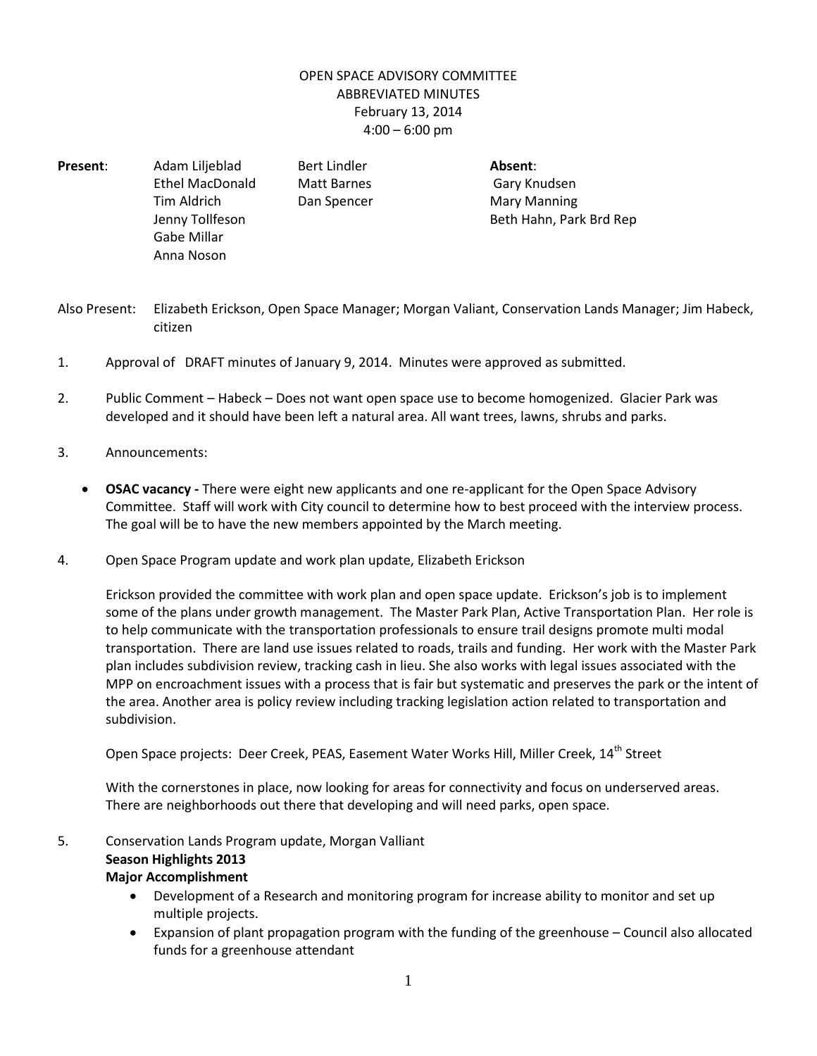OPEN SPACE ADVISORY COMMITTEE
ABBREVIATED MINUTES
February 13, 2014
4:00 – 6:00 pm

**Present**: Adam Liljeblad, Ethel MacDonald, Tim Aldrich, Jenny Tollfeson, Gabe Millar, Anna Noson, Bert Lindler, Matt Barnes, Dan Spencer

**Absent**: Gary Knudsen, Mary Manning, Beth Hahn, Park Brd Rep

Also Present: Elizabeth Erickson, Open Space Manager; Morgan Valiant, Conservation Lands Manager; Jim Habeck, citizen

1. Approval of DRAFT minutes of January 9, 2014. Minutes were approved as submitted.

2. Public Comment – Habeck – Does not want open space use to become homogenized. Glacier Park was developed and it should have been left a natural area. All want trees, lawns, shrubs and parks.

3. Announcements:

   - **OSAC vacancy -** There were eight new applicants and one re-applicant for the Open Space Advisory Committee. Staff will work with City council to determine how to best proceed with the interview process. The goal will be to have the new members appointed by the March meeting.

4. Open Space Program update and work plan update, Elizabeth Erickson

   Erickson provided the committee with work plan and open space update. Erickson's job is to implement some of the plans under growth management. The Master Park Plan, Active Transportation Plan. Her role is to help communicate with the transportation professionals to ensure trail designs promote multi modal transportation. There are land use issues related to roads, trails and funding. Her work with the Master Park plan includes subdivision review, tracking cash in lieu. She also works with legal issues associated with the MPP on encroachment issues with a process that is fair but systematic and preserves the park or the intent of the area. Another area is policy review including tracking legislation action related to transportation and subdivision.

   Open Space projects: Deer Creek, PEAS, Easement Water Works Hill, Miller Creek, 14th Street

   With the cornerstones in place, now looking for areas for connectivity and focus on underserved areas. There are neighborhoods out there that developing and will need parks, open space.

5. Conservation Lands Program update, Morgan Valliant

   **Season Highlights 2013**

   **Major Accomplishment**

   - Development of a Research and monitoring program for increase ability to monitor and set up multiple projects.
   - Expansion of plant propagation program with the funding of the greenhouse – Council also allocated funds for a greenhouse attendant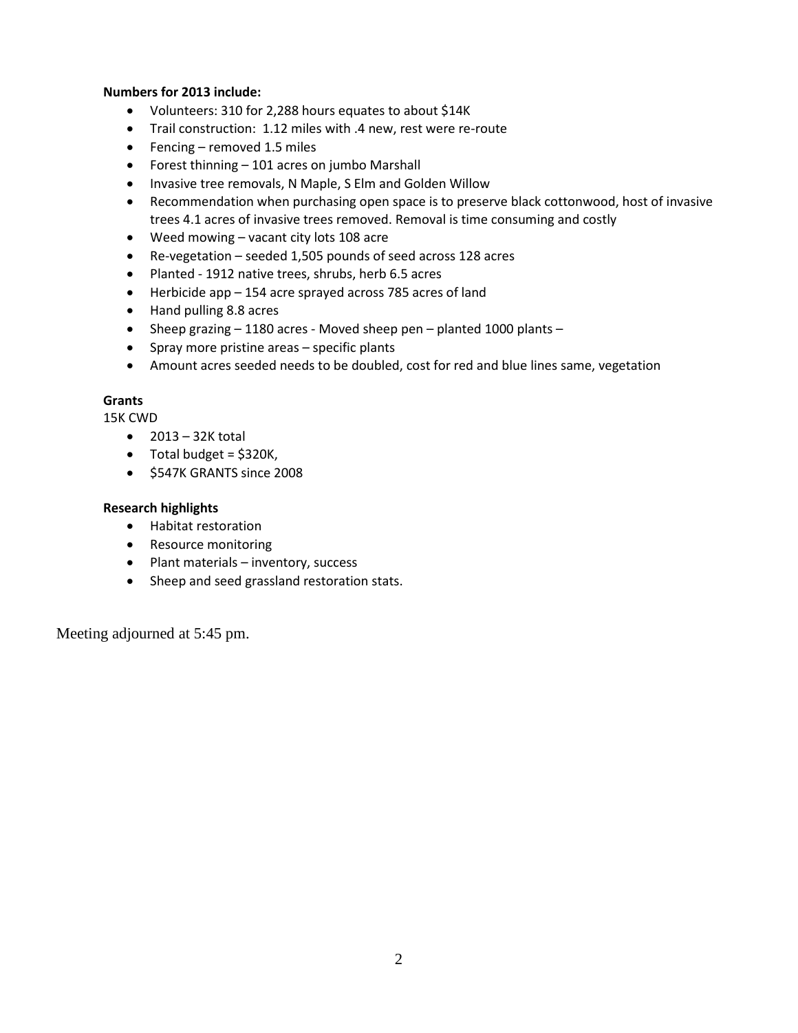**Numbers for 2013 include:**

- Volunteers: 310 for 2,288 hours equates to about $14K
- Trail construction: 1.12 miles with .4 new, rest were re-route
- Fencing – removed 1.5 miles
- Forest thinning – 101 acres on jumbo Marshall
- Invasive tree removals, N Maple, S Elm and Golden Willow
- Recommendation when purchasing open space is to preserve black cottonwood, host of invasive trees 4.1 acres of invasive trees removed. Removal is time consuming and costly
- Weed mowing – vacant city lots 108 acre
- Re-vegetation – seeded 1,505 pounds of seed across 128 acres
- Planted - 1912 native trees, shrubs, herb 6.5 acres
- Herbicide app – 154 acre sprayed across 785 acres of land
- Hand pulling 8.8 acres
- Sheep grazing – 1180 acres - Moved sheep pen – planted 1000 plants –
- Spray more pristine areas – specific plants
- Amount acres seeded needs to be doubled, cost for red and blue lines same, vegetation

**Grants**

15K CWD

- 2013 – 32K total
- Total budget = $320K,
- $547K GRANTS since 2008

**Research highlights**

- Habitat restoration
- Resource monitoring
- Plant materials – inventory, success
- Sheep and seed grassland restoration stats.

Meeting adjourned at 5:45 pm.